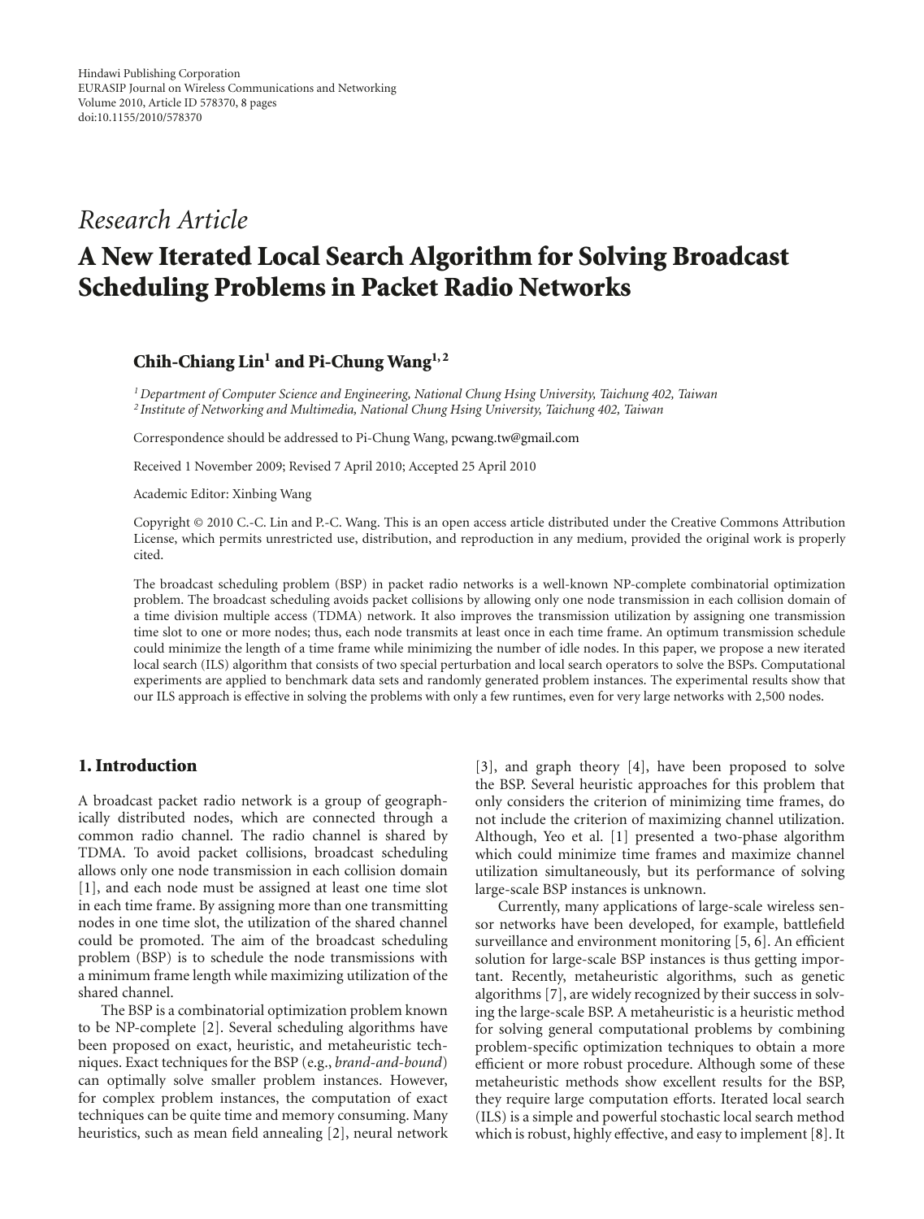Hindawi Publishing Corporation
EURASIP Journal on Wireless Communications and Networking
Volume 2010, Article ID 578370, 8 pages
doi:10.1155/2010/578370

*Research Article*

# A New Iterated Local Search Algorithm for Solving Broadcast Scheduling Problems in Packet Radio Networks

**Chih-Chiang Lin[1] and Pi-Chung Wang[1,2]**

[1] *Department of Computer Science and Engineering, National Chung Hsing University, Taichung 402, Taiwan*
[2] *Institute of Networking and Multimedia, National Chung Hsing University, Taichung 402, Taiwan*

Correspondence should be addressed to Pi-Chung Wang, pcwang.tw@gmail.com

Received 1 November 2009; Revised 7 April 2010; Accepted 25 April 2010

Academic Editor: Xinbing Wang

Copyright © 2010 C.-C. Lin and P.-C. Wang. This is an open access article distributed under the Creative Commons Attribution License, which permits unrestricted use, distribution, and reproduction in any medium, provided the original work is properly cited.

The broadcast scheduling problem (BSP) in packet radio networks is a well-known NP-complete combinatorial optimization problem. The broadcast scheduling avoids packet collisions by allowing only one node transmission in each collision domain of a time division multiple access (TDMA) network. It also improves the transmission utilization by assigning one transmission time slot to one or more nodes; thus, each node transmits at least once in each time frame. An optimum transmission schedule could minimize the length of a time frame while minimizing the number of idle nodes. In this paper, we propose a new iterated local search (ILS) algorithm that consists of two special perturbation and local search operators to solve the BSPs. Computational experiments are applied to benchmark data sets and randomly generated problem instances. The experimental results show that our ILS approach is effective in solving the problems with only a few runtimes, even for very large networks with 2,500 nodes.

## 1. Introduction

A broadcast packet radio network is a group of geographically distributed nodes, which are connected through a common radio channel. The radio channel is shared by TDMA. To avoid packet collisions, broadcast scheduling allows only one node transmission in each collision domain [1], and each node must be assigned at least one time slot in each time frame. By assigning more than one transmitting nodes in one time slot, the utilization of the shared channel could be promoted. The aim of the broadcast scheduling problem (BSP) is to schedule the node transmissions with a minimum frame length while maximizing utilization of the shared channel.

The BSP is a combinatorial optimization problem known to be NP-complete [2]. Several scheduling algorithms have been proposed on exact, heuristic, and metaheuristic techniques. Exact techniques for the BSP (e.g., *brand-and-bound*) can optimally solve smaller problem instances. However, for complex problem instances, the computation of exact techniques can be quite time and memory consuming. Many heuristics, such as mean field annealing [2], neural network [3], and graph theory [4], have been proposed to solve the BSP. Several heuristic approaches for this problem that only considers the criterion of minimizing time frames, do not include the criterion of maximizing channel utilization. Although, Yeo et al. [1] presented a two-phase algorithm which could minimize time frames and maximize channel utilization simultaneously, but its performance of solving large-scale BSP instances is unknown.

Currently, many applications of large-scale wireless sensor networks have been developed, for example, battlefield surveillance and environment monitoring [5, 6]. An efficient solution for large-scale BSP instances is thus getting important. Recently, metaheuristic algorithms, such as genetic algorithms [7], are widely recognized by their success in solving the large-scale BSP. A metaheuristic is a heuristic method for solving general computational problems by combining problem-specific optimization techniques to obtain a more efficient or more robust procedure. Although some of these metaheuristic methods show excellent results for the BSP, they require large computation efforts. Iterated local search (ILS) is a simple and powerful stochastic local search method which is robust, highly effective, and easy to implement [8]. It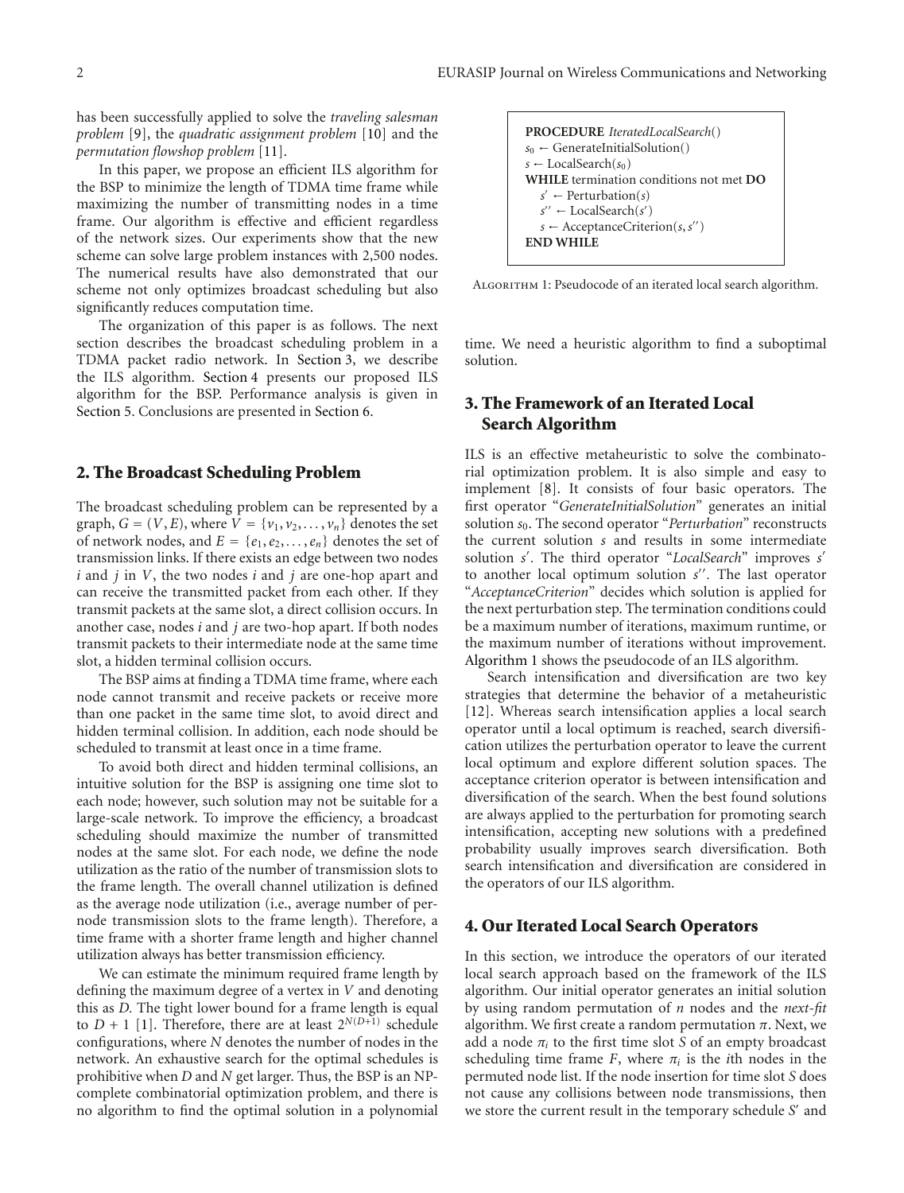has been successfully applied to solve the *traveling salesman problem* [9], the *quadratic assignment problem* [10] and the *permutation flowshop problem* [11].

In this paper, we propose an efficient ILS algorithm for the BSP to minimize the length of TDMA time frame while maximizing the number of transmitting nodes in a time frame. Our algorithm is effective and efficient regardless of the network sizes. Our experiments show that the new scheme can solve large problem instances with 2,500 nodes. The numerical results have also demonstrated that our scheme not only optimizes broadcast scheduling but also significantly reduces computation time.

The organization of this paper is as follows. The next section describes the broadcast scheduling problem in a TDMA packet radio network. In Section 3, we describe the ILS algorithm. Section 4 presents our proposed ILS algorithm for the BSP. Performance analysis is given in Section 5. Conclusions are presented in Section 6.

## 2. The Broadcast Scheduling Problem

The broadcast scheduling problem can be represented by a graph, $G = (V, E)$, where $V = \{v_1, v_2, \ldots, v_n\}$ denotes the set of network nodes, and $E = \{e_1, e_2, \ldots, e_n\}$ denotes the set of transmission links. If there exists an edge between two nodes $i$ and $j$ in $V$, the two nodes $i$ and $j$ are one-hop apart and can receive the transmitted packet from each other. If they transmit packets at the same slot, a direct collision occurs. In another case, nodes $i$ and $j$ are two-hop apart. If both nodes transmit packets to their intermediate node at the same time slot, a hidden terminal collision occurs.

The BSP aims at finding a TDMA time frame, where each node cannot transmit and receive packets or receive more than one packet in the same time slot, to avoid direct and hidden terminal collision. In addition, each node should be scheduled to transmit at least once in a time frame.

To avoid both direct and hidden terminal collisions, an intuitive solution for the BSP is assigning one time slot to each node; however, such solution may not be suitable for a large-scale network. To improve the efficiency, a broadcast scheduling should maximize the number of transmitted nodes at the same slot. For each node, we define the node utilization as the ratio of the number of transmission slots to the frame length. The overall channel utilization is defined as the average node utilization (i.e., average number of per-node transmission slots to the frame length). Therefore, a time frame with a shorter frame length and higher channel utilization always has better transmission efficiency.

We can estimate the minimum required frame length by defining the maximum degree of a vertex in $V$ and denoting this as $D$. The tight lower bound for a frame length is equal to $D + 1$ [1]. Therefore, there are at least $2^{N(D+1)}$ schedule configurations, where $N$ denotes the number of nodes in the network. An exhaustive search for the optimal schedules is prohibitive when $D$ and $N$ get larger. Thus, the BSP is an NP-complete combinatorial optimization problem, and there is no algorithm to find the optimal solution in a polynomial time. We need a heuristic algorithm to find a suboptimal solution.

```
PROCEDURE IteratedLocalSearch()
s0 ← GenerateInitialSolution()
s ← LocalSearch(s0)
WHILE termination conditions not met DO
   s′ ← Perturbation(s)
   s′′ ← LocalSearch(s′)
   s ← AcceptanceCriterion(s, s′′)
END WHILE
```

Algorithm 1: Pseudocode of an iterated local search algorithm.

## 3. The Framework of an Iterated Local Search Algorithm

ILS is an effective metaheuristic to solve the combinatorial optimization problem. It is also simple and easy to implement [8]. It consists of four basic operators. The first operator "*GenerateInitialSolution*" generates an initial solution $s_0$. The second operator "*Perturbation*" reconstructs the current solution $s$ and results in some intermediate solution $s'$. The third operator "*LocalSearch*" improves $s'$ to another local optimum solution $s''$. The last operator "*AcceptanceCriterion*" decides which solution is applied for the next perturbation step. The termination conditions could be a maximum number of iterations, maximum runtime, or the maximum number of iterations without improvement. Algorithm 1 shows the pseudocode of an ILS algorithm.

Search intensification and diversification are two key strategies that determine the behavior of a metaheuristic [12]. Whereas search intensification applies a local search operator until a local optimum is reached, search diversification utilizes the perturbation operator to leave the current local optimum and explore different solution spaces. The acceptance criterion operator is between intensification and diversification of the search. When the best found solutions are always applied to the perturbation for promoting search intensification, accepting new solutions with a predefined probability usually improves search diversification. Both search intensification and diversification are considered in the operators of our ILS algorithm.

## 4. Our Iterated Local Search Operators

In this section, we introduce the operators of our iterated local search approach based on the framework of the ILS algorithm. Our initial operator generates an initial solution by using random permutation of $n$ nodes and the *next-fit* algorithm. We first create a random permutation $\pi$. Next, we add a node $\pi_i$ to the first time slot $S$ of an empty broadcast scheduling time frame $F$, where $\pi_i$ is the $i$th nodes in the permuted node list. If the node insertion for time slot $S$ does not cause any collisions between node transmissions, then we store the current result in the temporary schedule $S'$ and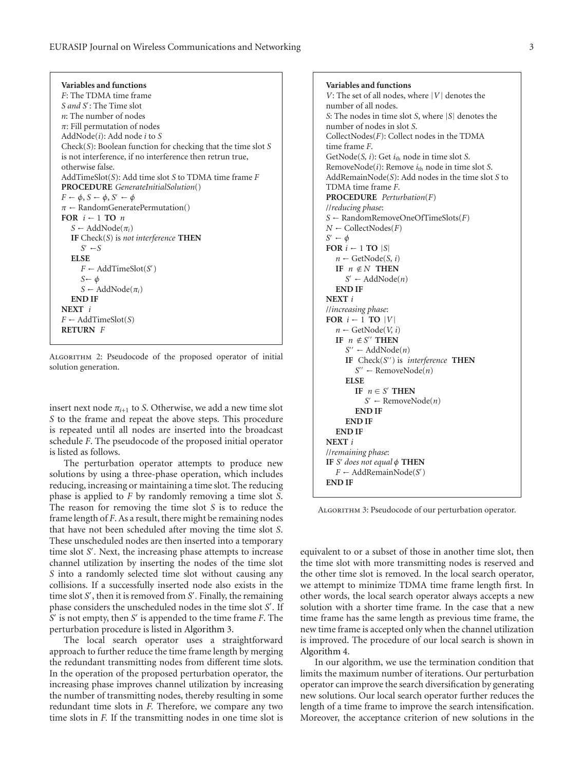```
Variables and functions
F: The TDMA time frame
S and S′: The Time slot
n: The number of nodes
π: Fill permutation of nodes
AddNode(i): Add node i to S
Check(S): Boolean function for checking that the time slot S
is not interference, if no interference then retrun true,
otherwise false.
AddTimeSlot(S): Add time slot S to TDMA time frame F
PROCEDURE GenerateInitialSolution()
F ← ϕ, S ← ϕ, S′ ← ϕ
π ← RandomGeneratePermutation()
FOR i ← 1 TO n
   S ← AddNode(π_i)
   IF Check(S) is not interference THEN
      S′ ← S
   ELSE
      F ← AddTimeSlot(S′)
      S ← ϕ
      S ← AddNode(π_i)
   END IF
NEXT i
F ← AddTimeSlot(S)
RETURN F
```

Algorithm 2: Pseudocode of the proposed operator of initial solution generation.

insert next node $\pi_{i+1}$ to $S$. Otherwise, we add a new time slot $S$ to the frame and repeat the above steps. This procedure is repeated until all nodes are inserted into the broadcast schedule $F$. The pseudocode of the proposed initial operator is listed as follows.

The perturbation operator attempts to produce new solutions by using a three-phase operation, which includes reducing, increasing or maintaining a time slot. The reducing phase is applied to $F$ by randomly removing a time slot $S$. The reason for removing the time slot $S$ is to reduce the frame length of $F$. As a result, there might be remaining nodes that have not been scheduled after moving the time slot $S$. These unscheduled nodes are then inserted into a temporary time slot $S'$. Next, the increasing phase attempts to increase channel utilization by inserting the nodes of the time slot $S$ into a randomly selected time slot without causing any collisions. If a successfully inserted node also exists in the time slot $S'$, then it is removed from $S'$. Finally, the remaining phase considers the unscheduled nodes in the time slot $S'$. If $S'$ is not empty, then $S'$ is appended to the time frame $F$. The perturbation procedure is listed in Algorithm 3.

```
Variables and functions
V: The set of all nodes, where |V| denotes the
number of all nodes.
S: The nodes in time slot S, where |S| denotes the
number of nodes in slot S.
CollectNodes(F): Collect nodes in the TDMA
time frame F.
GetNode(S, i): Get i_th node in time slot S.
RemoveNode(i): Remove i_th node in time slot S.
AddRemainNode(S): Add nodes in the time slot S to
TDMA time frame F.
PROCEDURE Perturbation(F)
//reducing phase:
S ← RandomRemoveOneOfTimeSlots(F)
N ← CollectNodes(F)
S′ ← ϕ
FOR i ← 1 TO |S|
   n ← GetNode(S, i)
   IF n ∉ N THEN
      S′ ← AddNode(n)
   END IF
NEXT i
//increasing phase:
FOR i ← 1 TO |V|
   n ← GetNode(V, i)
   IF n ∉ S′′ THEN
      S′′ ← AddNode(n)
      IF Check(S′′) is interference THEN
         S′′ ← RemoveNode(n)
      ELSE
         IF n ∈ S′ THEN
            S′ ← RemoveNode(n)
         END IF
      END IF
   END IF
NEXT i
//remaining phase:
IF S′ does not equal ϕ THEN
   F ← AddRemainNode(S′)
END IF
```

Algorithm 3: Pseudocode of our perturbation operator.

The local search operator uses a straightforward approach to further reduce the time frame length by merging the redundant transmitting nodes from different time slots. In the operation of the proposed perturbation operator, the increasing phase improves channel utilization by increasing the number of transmitting nodes, thereby resulting in some redundant time slots in $F$. Therefore, we compare any two time slots in $F$. If the transmitting nodes in one time slot is equivalent to or a subset of those in another time slot, then the time slot with more transmitting nodes is reserved and the other time slot is removed. In the local search operator, we attempt to minimize TDMA time frame length first. In other words, the local search operator always accepts a new solution with a shorter time frame. In the case that a new time frame has the same length as previous time frame, the new time frame is accepted only when the channel utilization is improved. The procedure of our local search is shown in Algorithm 4.

In our algorithm, we use the termination condition that limits the maximum number of iterations. Our perturbation operator can improve the search diversification by generating new solutions. Our local search operator further reduces the length of a time frame to improve the search intensification. Moreover, the acceptance criterion of new solutions in the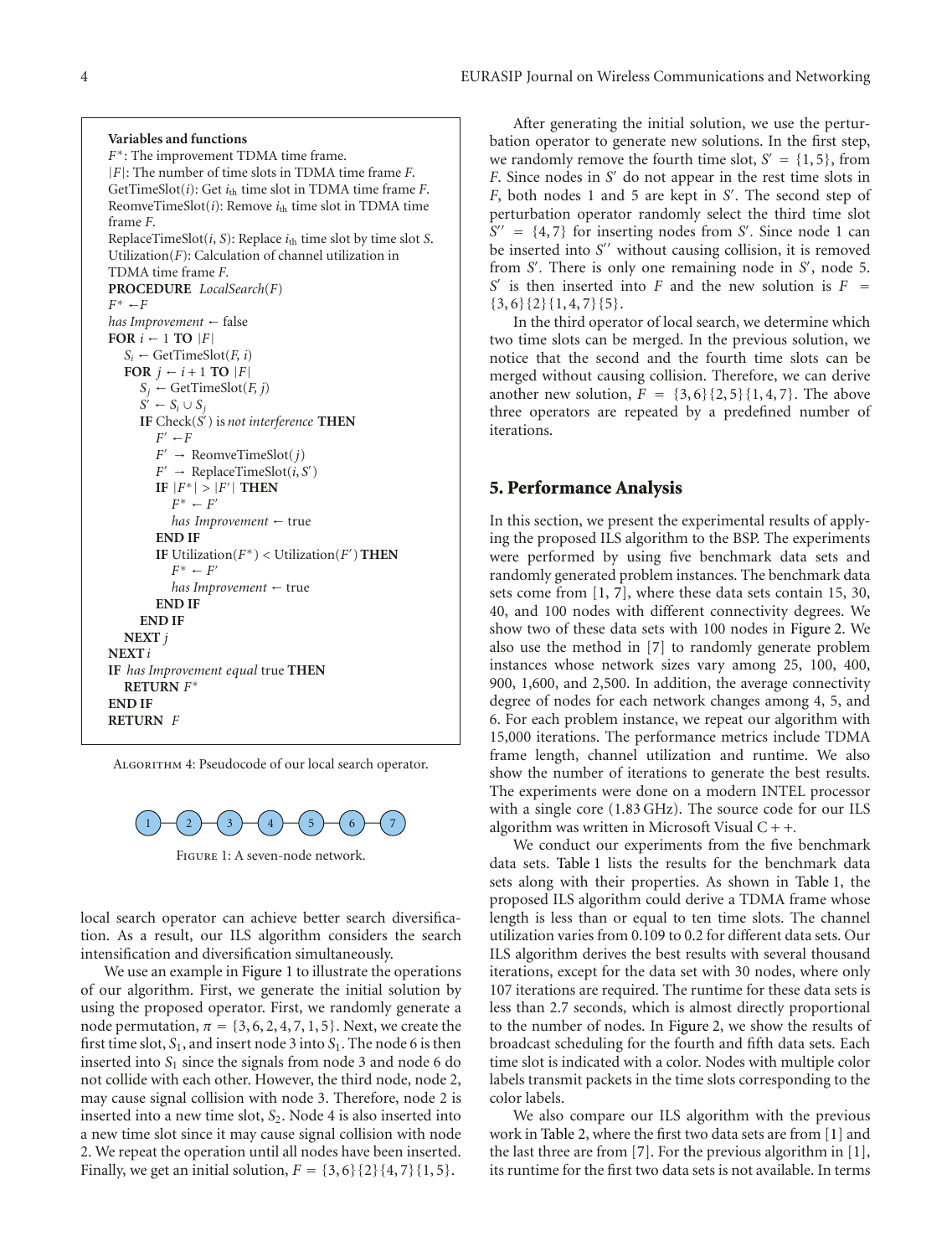```
Variables and functions
F*: The improvement TDMA time frame.
|F|: The number of time slots in TDMA time frame F.
GetTimeSlot(i): Get i_th time slot in TDMA time frame F.
ReomveTimeSlot(i): Remove i_th time slot in TDMA time frame F.
ReplaceTimeSlot(i, S): Replace i_th time slot by time slot S.
Utilization(F): Calculation of channel utilization in TDMA time frame F.
PROCEDURE LocalSearch(F)
F* ← F
has Improvement ← false
FOR i ← 1 TO |F|
   S_i ← GetTimeSlot(F, i)
   FOR j ← i + 1 TO |F|
      S_j ← GetTimeSlot(F, j)
      S' ← S_i ∪ S_j
      IF Check(S') is not interference THEN
         F' ← F
         F' → ReomveTimeSlot(j)
         F' → ReplaceTimeSlot(i, S')
         IF |F*| > |F'| THEN
            F* ← F'
            has Improvement ← true
         END IF
         IF Utilization(F*) < Utilization(F') THEN
            F* ← F'
            has Improvement ← true
         END IF
      END IF
   NEXT j
NEXT i
IF has Improvement equal true THEN
   RETURN F*
END IF
RETURN F
```

Algorithm 4: Pseudocode of our local search operator.

Figure 1: A seven-node network.

local search operator can achieve better search diversification. As a result, our ILS algorithm considers the search intensification and diversification simultaneously.

We use an example in Figure 1 to illustrate the operations of our algorithm. First, we generate the initial solution by using the proposed operator. First, we randomly generate a node permutation, $\pi = \{3, 6, 2, 4, 7, 1, 5\}$. Next, we create the first time slot, $S_1$, and insert node 3 into $S_1$. The node 6 is then inserted into $S_1$ since the signals from node 3 and node 6 do not collide with each other. However, the third node, node 2, may cause signal collision with node 3. Therefore, node 2 is inserted into a new time slot, $S_2$. Node 4 is also inserted into a new time slot since it may cause signal collision with node 2. We repeat the operation until all nodes have been inserted. Finally, we get an initial solution, $F = \{3, 6\}\{2\}\{4, 7\}\{1, 5\}$.

After generating the initial solution, we use the perturbation operator to generate new solutions. In the first step, we randomly remove the fourth time slot, $S' = \{1, 5\}$, from $F$. Since nodes in $S'$ do not appear in the rest time slots in $F$, both nodes 1 and 5 are kept in $S'$. The second step of perturbation operator randomly select the third time slot $S'' = \{4, 7\}$ for inserting nodes from $S'$. Since node 1 can be inserted into $S''$ without causing collision, it is removed from $S'$. There is only one remaining node in $S'$, node 5. $S'$ is then inserted into $F$ and the new solution is $F = \{3, 6\}\{2\}\{1, 4, 7\}\{5\}$.

In the third operator of local search, we determine which two time slots can be merged. In the previous solution, we notice that the second and the fourth time slots can be merged without causing collision. Therefore, we can derive another new solution, $F = \{3, 6\}\{2, 5\}\{1, 4, 7\}$. The above three operators are repeated by a predefined number of iterations.

## 5. Performance Analysis

In this section, we present the experimental results of applying the proposed ILS algorithm to the BSP. The experiments were performed by using five benchmark data sets and randomly generated problem instances. The benchmark data sets come from [1, 7], where these data sets contain 15, 30, 40, and 100 nodes with different connectivity degrees. We show two of these data sets with 100 nodes in Figure 2. We also use the method in [7] to randomly generate problem instances whose network sizes vary among 25, 100, 400, 900, 1,600, and 2,500. In addition, the average connectivity degree of nodes for each network changes among 4, 5, and 6. For each problem instance, we repeat our algorithm with 15,000 iterations. The performance metrics include TDMA frame length, channel utilization and runtime. We also show the number of iterations to generate the best results. The experiments were done on a modern INTEL processor with a single core (1.83 GHz). The source code for our ILS algorithm was written in Microsoft Visual C + +.

We conduct our experiments from the five benchmark data sets. Table 1 lists the results for the benchmark data sets along with their properties. As shown in Table 1, the proposed ILS algorithm could derive a TDMA frame whose length is less than or equal to ten time slots. The channel utilization varies from 0.109 to 0.2 for different data sets. Our ILS algorithm derives the best results with several thousand iterations, except for the data set with 30 nodes, where only 107 iterations are required. The runtime for these data sets is less than 2.7 seconds, which is almost directly proportional to the number of nodes. In Figure 2, we show the results of broadcast scheduling for the fourth and fifth data sets. Each time slot is indicated with a color. Nodes with multiple color labels transmit packets in the time slots corresponding to the color labels.

We also compare our ILS algorithm with the previous work in Table 2, where the first two data sets are from [1] and the last three are from [7]. For the previous algorithm in [1], its runtime for the first two data sets is not available. In terms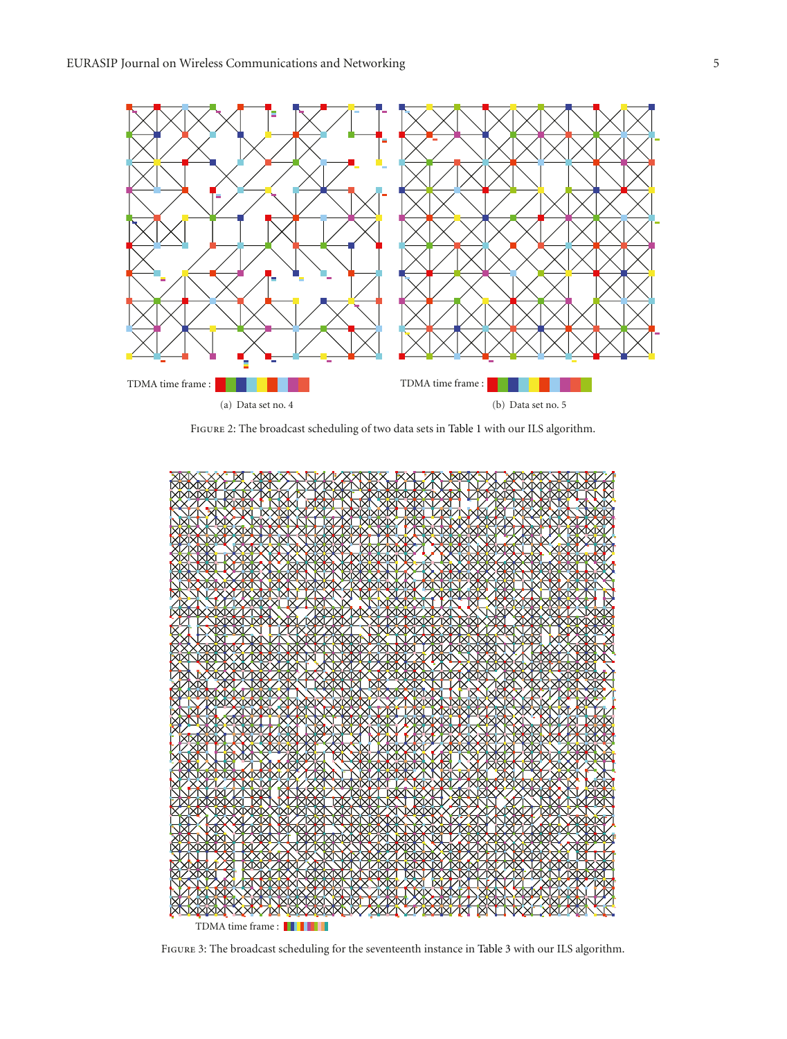TDMA time frame :

(a) Data set no. 4

TDMA time frame :

(b) Data set no. 5

Figure 2: The broadcast scheduling of two data sets in Table 1 with our ILS algorithm.

TDMA time frame :

Figure 3: The broadcast scheduling for the seventeenth instance in Table 3 with our ILS algorithm.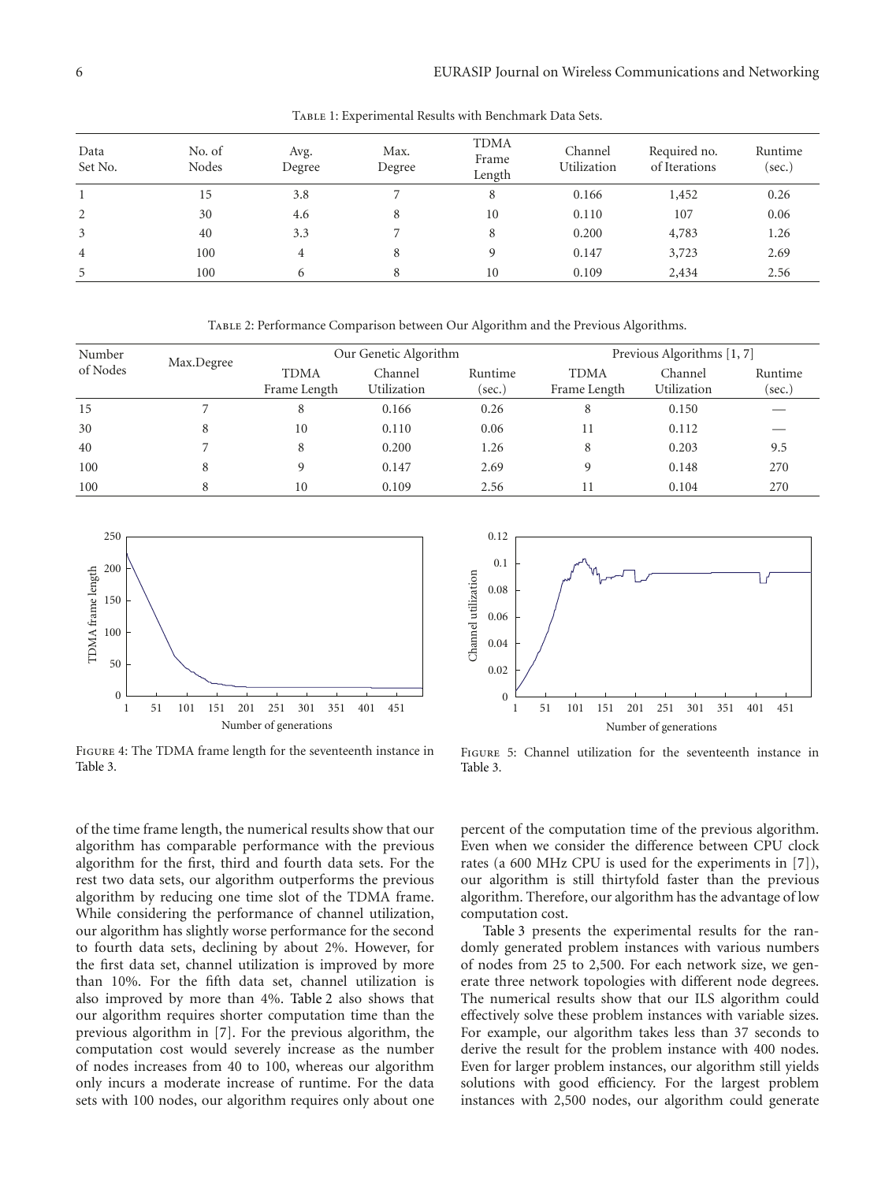Table 1: Experimental Results with Benchmark Data Sets.

| Data Set No. | No. of Nodes | Avg. Degree | Max. Degree | TDMA Frame Length | Channel Utilization | Required no. of Iterations | Runtime (sec.) |
|---|---|---|---|---|---|---|---|
| 1 | 15 | 3.8 | 7 | 8 | 0.166 | 1,452 | 0.26 |
| 2 | 30 | 4.6 | 8 | 10 | 0.110 | 107 | 0.06 |
| 3 | 40 | 3.3 | 7 | 8 | 0.200 | 4,783 | 1.26 |
| 4 | 100 | 4 | 8 | 9 | 0.147 | 3,723 | 2.69 |
| 5 | 100 | 6 | 8 | 10 | 0.109 | 2,434 | 2.56 |

Table 2: Performance Comparison between Our Algorithm and the Previous Algorithms.

| Number of Nodes | Max.Degree | Our Genetic Algorithm | | | Previous Algorithms [1, 7] | | |
|---|---|---|---|---|---|---|---|
| | | TDMA Frame Length | Channel Utilization | Runtime (sec.) | TDMA Frame Length | Channel Utilization | Runtime (sec.) |
| 15 | 7 | 8 | 0.166 | 0.26 | 8 | 0.150 | — |
| 30 | 8 | 10 | 0.110 | 0.06 | 11 | 0.112 | — |
| 40 | 7 | 8 | 0.200 | 1.26 | 8 | 0.203 | 9.5 |
| 100 | 8 | 9 | 0.147 | 2.69 | 9 | 0.148 | 270 |
| 100 | 8 | 10 | 0.109 | 2.56 | 11 | 0.104 | 270 |

Figure 4: The TDMA frame length for the seventeenth instance in Table 3.

Figure 5: Channel utilization for the seventeenth instance in Table 3.

of the time frame length, the numerical results show that our algorithm has comparable performance with the previous algorithm for the first, third and fourth data sets. For the rest two data sets, our algorithm outperforms the previous algorithm by reducing one time slot of the TDMA frame. While considering the performance of channel utilization, our algorithm has slightly worse performance for the second to fourth data sets, declining by about 2%. However, for the first data set, channel utilization is improved by more than 10%. For the fifth data set, channel utilization is also improved by more than 4%. Table 2 also shows that our algorithm requires shorter computation time than the previous algorithm in [7]. For the previous algorithm, the computation cost would severely increase as the number of nodes increases from 40 to 100, whereas our algorithm only incurs a moderate increase of runtime. For the data sets with 100 nodes, our algorithm requires only about one percent of the computation time of the previous algorithm. Even when we consider the difference between CPU clock rates (a 600 MHz CPU is used for the experiments in [7]), our algorithm is still thirtyfold faster than the previous algorithm. Therefore, our algorithm has the advantage of low computation cost.

Table 3 presents the experimental results for the randomly generated problem instances with various numbers of nodes from 25 to 2,500. For each network size, we generate three network topologies with different node degrees. The numerical results show that our ILS algorithm could effectively solve these problem instances with variable sizes. For example, our algorithm takes less than 37 seconds to derive the result for the problem instance with 400 nodes. Even for larger problem instances, our algorithm still yields solutions with good efficiency. For the largest problem instances with 2,500 nodes, our algorithm could generate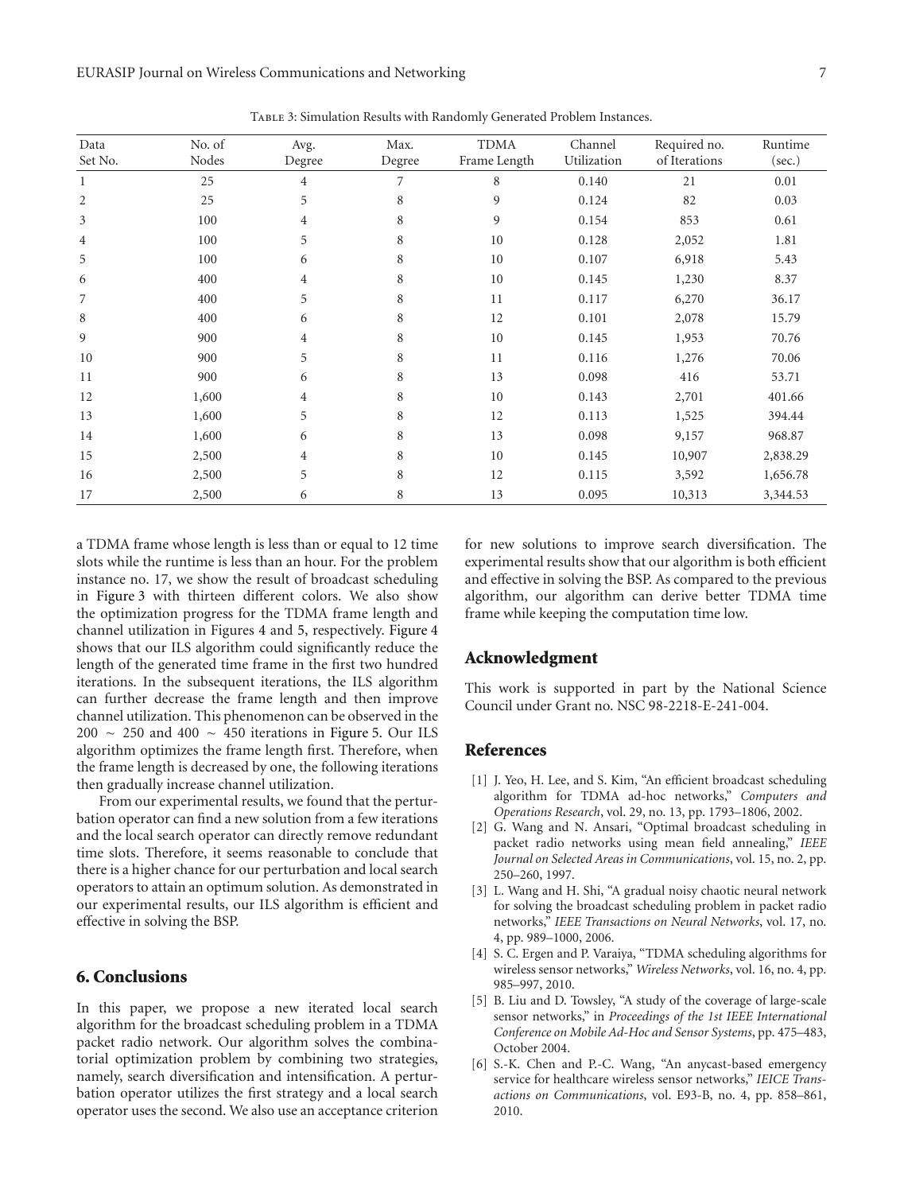Table 3: Simulation Results with Randomly Generated Problem Instances.

| Data Set No. | No. of Nodes | Avg. Degree | Max. Degree | TDMA Frame Length | Channel Utilization | Required no. of Iterations | Runtime (sec.) |
|---|---|---|---|---|---|---|---|
| 1 | 25 | 4 | 7 | 8 | 0.140 | 21 | 0.01 |
| 2 | 25 | 5 | 8 | 9 | 0.124 | 82 | 0.03 |
| 3 | 100 | 4 | 8 | 9 | 0.154 | 853 | 0.61 |
| 4 | 100 | 5 | 8 | 10 | 0.128 | 2,052 | 1.81 |
| 5 | 100 | 6 | 8 | 10 | 0.107 | 6,918 | 5.43 |
| 6 | 400 | 4 | 8 | 10 | 0.145 | 1,230 | 8.37 |
| 7 | 400 | 5 | 8 | 11 | 0.117 | 6,270 | 36.17 |
| 8 | 400 | 6 | 8 | 12 | 0.101 | 2,078 | 15.79 |
| 9 | 900 | 4 | 8 | 10 | 0.145 | 1,953 | 70.76 |
| 10 | 900 | 5 | 8 | 11 | 0.116 | 1,276 | 70.06 |
| 11 | 900 | 6 | 8 | 13 | 0.098 | 416 | 53.71 |
| 12 | 1,600 | 4 | 8 | 10 | 0.143 | 2,701 | 401.66 |
| 13 | 1,600 | 5 | 8 | 12 | 0.113 | 1,525 | 394.44 |
| 14 | 1,600 | 6 | 8 | 13 | 0.098 | 9,157 | 968.87 |
| 15 | 2,500 | 4 | 8 | 10 | 0.145 | 10,907 | 2,838.29 |
| 16 | 2,500 | 5 | 8 | 12 | 0.115 | 3,592 | 1,656.78 |
| 17 | 2,500 | 6 | 8 | 13 | 0.095 | 10,313 | 3,344.53 |

a TDMA frame whose length is less than or equal to 12 time slots while the runtime is less than an hour. For the problem instance no. 17, we show the result of broadcast scheduling in Figure 3 with thirteen different colors. We also show the optimization progress for the TDMA frame length and channel utilization in Figures 4 and 5, respectively. Figure 4 shows that our ILS algorithm could significantly reduce the length of the generated time frame in the first two hundred iterations. In the subsequent iterations, the ILS algorithm can further decrease the frame length and then improve channel utilization. This phenomenon can be observed in the $200 \sim 250$ and $400 \sim 450$ iterations in Figure 5. Our ILS algorithm optimizes the frame length first. Therefore, when the frame length is decreased by one, the following iterations then gradually increase channel utilization.

From our experimental results, we found that the perturbation operator can find a new solution from a few iterations and the local search operator can directly remove redundant time slots. Therefore, it seems reasonable to conclude that there is a higher chance for our perturbation and local search operators to attain an optimum solution. As demonstrated in our experimental results, our ILS algorithm is efficient and effective in solving the BSP.

## 6. Conclusions

In this paper, we propose a new iterated local search algorithm for the broadcast scheduling problem in a TDMA packet radio network. Our algorithm solves the combinatorial optimization problem by combining two strategies, namely, search diversification and intensification. A perturbation operator utilizes the first strategy and a local search operator uses the second. We also use an acceptance criterion for new solutions to improve search diversification. The experimental results show that our algorithm is both efficient and effective in solving the BSP. As compared to the previous algorithm, our algorithm can derive better TDMA time frame while keeping the computation time low.

## Acknowledgment

This work is supported in part by the National Science Council under Grant no. NSC 98-2218-E-241-004.

## References

[1] J. Yeo, H. Lee, and S. Kim, "An efficient broadcast scheduling algorithm for TDMA ad-hoc networks," *Computers and Operations Research*, vol. 29, no. 13, pp. 1793–1806, 2002.

[2] G. Wang and N. Ansari, "Optimal broadcast scheduling in packet radio networks using mean field annealing," *IEEE Journal on Selected Areas in Communications*, vol. 15, no. 2, pp. 250–260, 1997.

[3] L. Wang and H. Shi, "A gradual noisy chaotic neural network for solving the broadcast scheduling problem in packet radio networks," *IEEE Transactions on Neural Networks*, vol. 17, no. 4, pp. 989–1000, 2006.

[4] S. C. Ergen and P. Varaiya, "TDMA scheduling algorithms for wireless sensor networks," *Wireless Networks*, vol. 16, no. 4, pp. 985–997, 2010.

[5] B. Liu and D. Towsley, "A study of the coverage of large-scale sensor networks," in *Proceedings of the 1st IEEE International Conference on Mobile Ad-Hoc and Sensor Systems*, pp. 475–483, October 2004.

[6] S.-K. Chen and P.-C. Wang, "An anycast-based emergency service for healthcare wireless sensor networks," *IEICE Transactions on Communications*, vol. E93-B, no. 4, pp. 858–861, 2010.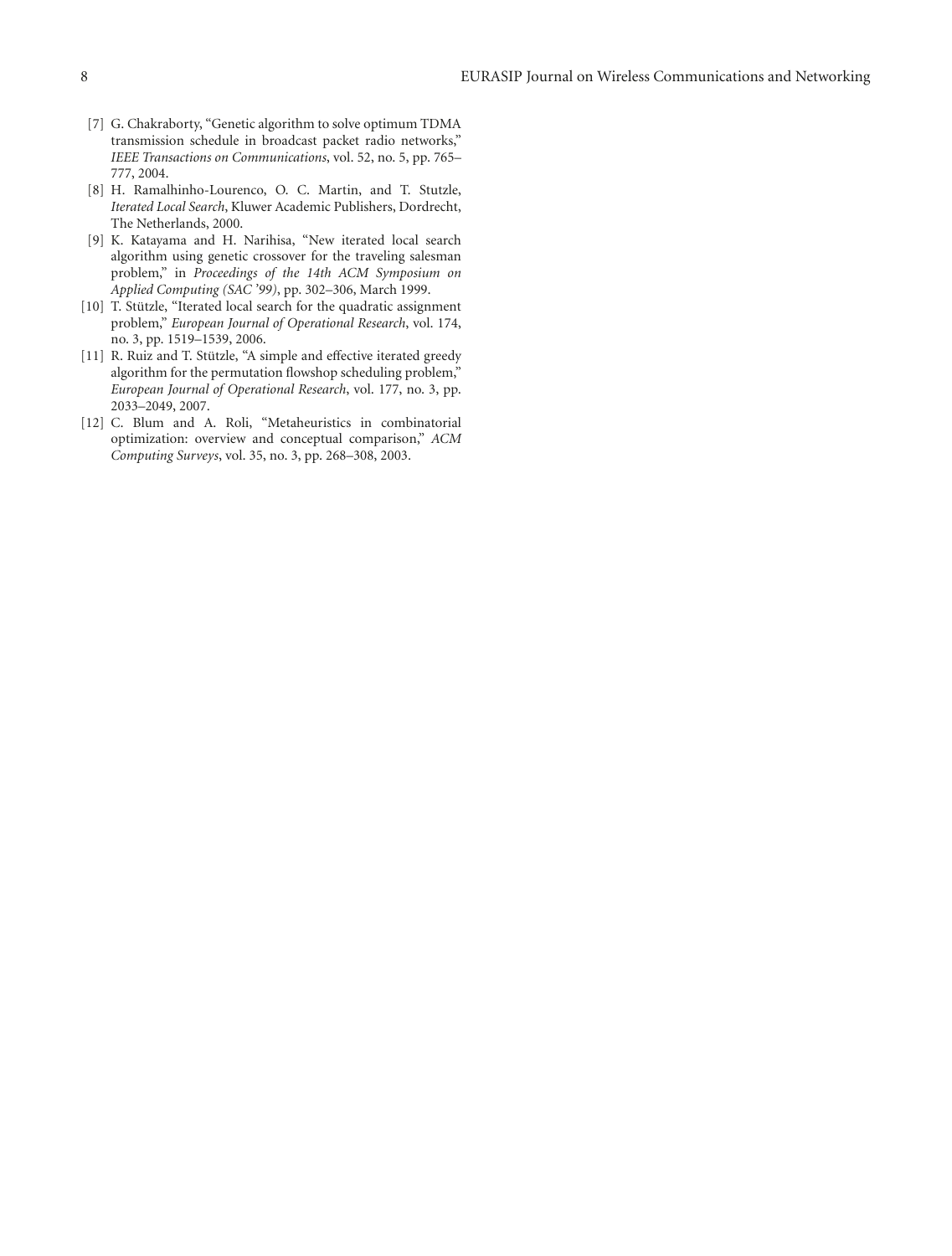[7] G. Chakraborty, "Genetic algorithm to solve optimum TDMA transmission schedule in broadcast packet radio networks," *IEEE Transactions on Communications*, vol. 52, no. 5, pp. 765–777, 2004.

[8] H. Ramalhinho-Lourenco, O. C. Martin, and T. Stutzle, *Iterated Local Search*, Kluwer Academic Publishers, Dordrecht, The Netherlands, 2000.

[9] K. Katayama and H. Narihisa, "New iterated local search algorithm using genetic crossover for the traveling salesman problem," in *Proceedings of the 14th ACM Symposium on Applied Computing (SAC '99)*, pp. 302–306, March 1999.

[10] T. Stützle, "Iterated local search for the quadratic assignment problem," *European Journal of Operational Research*, vol. 174, no. 3, pp. 1519–1539, 2006.

[11] R. Ruiz and T. Stützle, "A simple and effective iterated greedy algorithm for the permutation flowshop scheduling problem," *European Journal of Operational Research*, vol. 177, no. 3, pp. 2033–2049, 2007.

[12] C. Blum and A. Roli, "Metaheuristics in combinatorial optimization: overview and conceptual comparison," *ACM Computing Surveys*, vol. 35, no. 3, pp. 268–308, 2003.